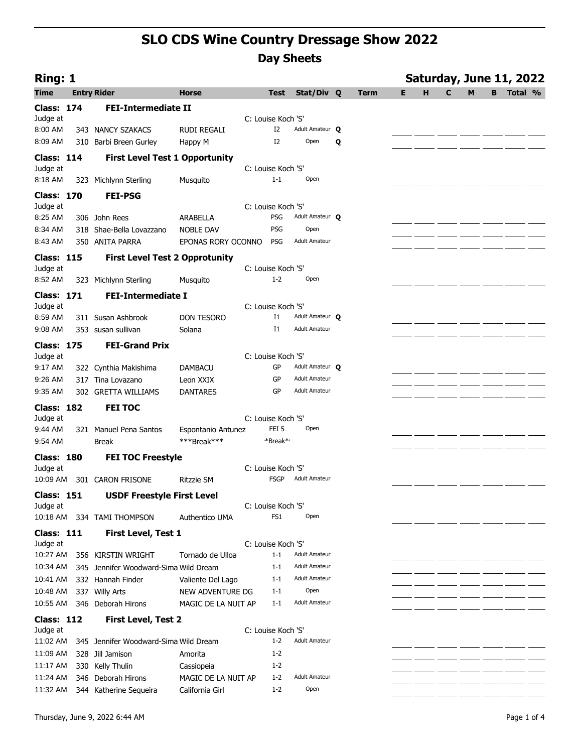# SLO CDS Wine Country Dressage Show 2022

## Day Sheets

**Ring: 1** — **Saturday, June 11, 2022**

| Time | Entry | Rider | Horse | Test | Stat/Div | Q | Term | E | H | C | M | B | Total | % |
|---|---|---|---|---|---|---|---|---|---|---|---|---|---|---|
| **Class: 174** | | **FEI-Intermediate II** | | | | | | | | | | | | |
| Judge at | | | | C: Louise Koch 'S' | | | | | | | | | | |
| 8:00 AM | 343 | NANCY SZAKACS | RUDI REGALI | I2 | Adult Amateur | **Q** | | | | | | | | |
| 8:09 AM | 310 | Barbi Breen Gurley | Happy M | I2 | Open | **Q** | | | | | | | | |
| **Class: 114** | | **First Level Test 1 Opportunity** | | | | | | | | | | | | |
| Judge at | | | | C: Louise Koch 'S' | | | | | | | | | | |
| 8:18 AM | 323 | Michlynn Sterling | Musquito | 1-1 | Open | | | | | | | | | |
| **Class: 170** | | **FEI-PSG** | | | | | | | | | | | | |
| Judge at | | | | C: Louise Koch 'S' | | | | | | | | | | |
| 8:25 AM | 306 | John Rees | ARABELLA | PSG | Adult Amateur | **Q** | | | | | | | | |
| 8:34 AM | 318 | Shae-Bella Lovazzano | NOBLE DAV | PSG | Open | | | | | | | | | |
| 8:43 AM | 350 | ANITA PARRA | EPONAS RORY OCONNO | PSG | Adult Amateur | | | | | | | | | |
| **Class: 115** | | **First Level Test 2 Opprotunity** | | | | | | | | | | | | |
| Judge at | | | | C: Louise Koch 'S' | | | | | | | | | | |
| 8:52 AM | 323 | Michlynn Sterling | Musquito | 1-2 | Open | | | | | | | | | |
| **Class: 171** | | **FEI-Intermediate I** | | | | | | | | | | | | |
| Judge at | | | | C: Louise Koch 'S' | | | | | | | | | | |
| 8:59 AM | 311 | Susan Ashbrook | DON TESORO | I1 | Adult Amateur | **Q** | | | | | | | | |
| 9:08 AM | 353 | susan sullivan | Solana | I1 | Adult Amateur | | | | | | | | | |
| **Class: 175** | | **FEI-Grand Prix** | | | | | | | | | | | | |
| Judge at | | | | C: Louise Koch 'S' | | | | | | | | | | |
| 9:17 AM | 322 | Cynthia Makishima | DAMBACU | GP | Adult Amateur | **Q** | | | | | | | | |
| 9:26 AM | 317 | Tina Lovazano | Leon XXIX | GP | Adult Amateur | | | | | | | | | |
| 9:35 AM | 302 | GRETTA WILLIAMS | DANTARES | GP | Adult Amateur | | | | | | | | | |
| **Class: 182** | | **FEI TOC** | | | | | | | | | | | | |
| Judge at | | | | C: Louise Koch 'S' | | | | | | | | | | |
| 9:44 AM | 321 | Manuel Pena Santos | Espontanio Antunez | FEI 5 | Open | | | | | | | | | |
| 9:54 AM | | Break | ***Break*** | *Break* | | | | | | | | | | |
| **Class: 180** | | **FEI TOC Freestyle** | | | | | | | | | | | | |
| Judge at | | | | C: Louise Koch 'S' | | | | | | | | | | |
| 10:09 AM | 301 | CARON FRISONE | Ritzzie SM | FSGP | Adult Amateur | | | | | | | | | |
| **Class: 151** | | **USDF Freestyle First Level** | | | | | | | | | | | | |
| Judge at | | | | C: Louise Koch 'S' | | | | | | | | | | |
| 10:18 AM | 334 | TAMI THOMPSON | Authentico UMA | FS1 | Open | | | | | | | | | |
| **Class: 111** | | **First Level, Test 1** | | | | | | | | | | | | |
| Judge at | | | | C: Louise Koch 'S' | | | | | | | | | | |
| 10:27 AM | 356 | KIRSTIN WRIGHT | Tornado de Ulloa | 1-1 | Adult Amateur | | | | | | | | | |
| 10:34 AM | 345 | Jennifer Woodward-Sima | Wild Dream | 1-1 | Adult Amateur | | | | | | | | | |
| 10:41 AM | 332 | Hannah Finder | Valiente Del Lago | 1-1 | Adult Amateur | | | | | | | | | |
| 10:48 AM | 337 | Willy Arts | NEW ADVENTURE DG | 1-1 | Open | | | | | | | | | |
| 10:55 AM | 346 | Deborah Hirons | MAGIC DE LA NUIT AP | 1-1 | Adult Amateur | | | | | | | | | |
| **Class: 112** | | **First Level, Test 2** | | | | | | | | | | | | |
| Judge at | | | | C: Louise Koch 'S' | | | | | | | | | | |
| 11:02 AM | 345 | Jennifer Woodward-Sima | Wild Dream | 1-2 | Adult Amateur | | | | | | | | | |
| 11:09 AM | 328 | Jill Jamison | Amorita | 1-2 | | | | | | | | | | |
| 11:17 AM | 330 | Kelly Thulin | Cassiopeia | 1-2 | | | | | | | | | | |
| 11:24 AM | 346 | Deborah Hirons | MAGIC DE LA NUIT AP | 1-2 | Adult Amateur | | | | | | | | | |
| 11:32 AM | 344 | Katherine Sequeira | California Girl | 1-2 | Open | | | | | | | | | |

Thursday, June 9, 2022 6:44 AM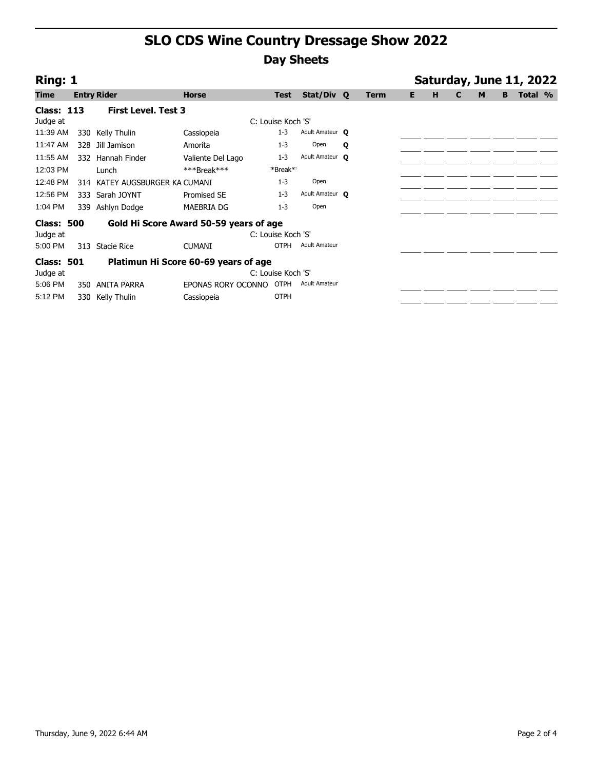# SLO CDS Wine Country Dressage Show 2022

## Day Sheets

**Ring: 1** — **Saturday, June 11, 2022**

| Time | Entry | Rider | Horse | Test | Stat/Div | Q | Term | E | H | C | M | B | Total % |
|---|---|---|---|---|---|---|---|---|---|---|---|---|---|
| **Class: 113** | | **First Level. Test 3** | | | | | | | | | | | |
| Judge at | | | | C: Louise Koch 'S' | | | | | | | | | |
| 11:39 AM | 330 | Kelly Thulin | Cassiopeia | 1-3 | Adult Amateur | Q | | | | | | | |
| 11:47 AM | 328 | Jill Jamison | Amorita | 1-3 | Open | Q | | | | | | | |
| 11:55 AM | 332 | Hannah Finder | Valiente Del Lago | 1-3 | Adult Amateur | Q | | | | | | | |
| 12:03 PM | | Lunch | ***Break*** | **Break** | | | | | | | | | |
| 12:48 PM | 314 | KATEY AUGSBURGER KA | CUMANI | 1-3 | Open | | | | | | | | |
| 12:56 PM | 333 | Sarah JOYNT | Promised SE | 1-3 | Adult Amateur | Q | | | | | | | |
| 1:04 PM | 339 | Ashlyn Dodge | MAEBRIA DG | 1-3 | Open | | | | | | | | |
| **Class: 500** | | **Gold Hi Score Award 50-59 years of age** | | | | | | | | | | | |
| Judge at | | | | C: Louise Koch 'S' | | | | | | | | | |
| 5:00 PM | 313 | Stacie Rice | CUMANI | OTPH | Adult Amateur | | | | | | | | |
| **Class: 501** | | **Platimun Hi Score 60-69 years of age** | | | | | | | | | | | |
| Judge at | | | | C: Louise Koch 'S' | | | | | | | | | |
| 5:06 PM | 350 | ANITA PARRA | EPONAS RORY OCONNO | OTPH | Adult Amateur | | | | | | | | |
| 5:12 PM | 330 | Kelly Thulin | Cassiopeia | OTPH | | | | | | | | | |

Thursday, June 9, 2022 6:44 AM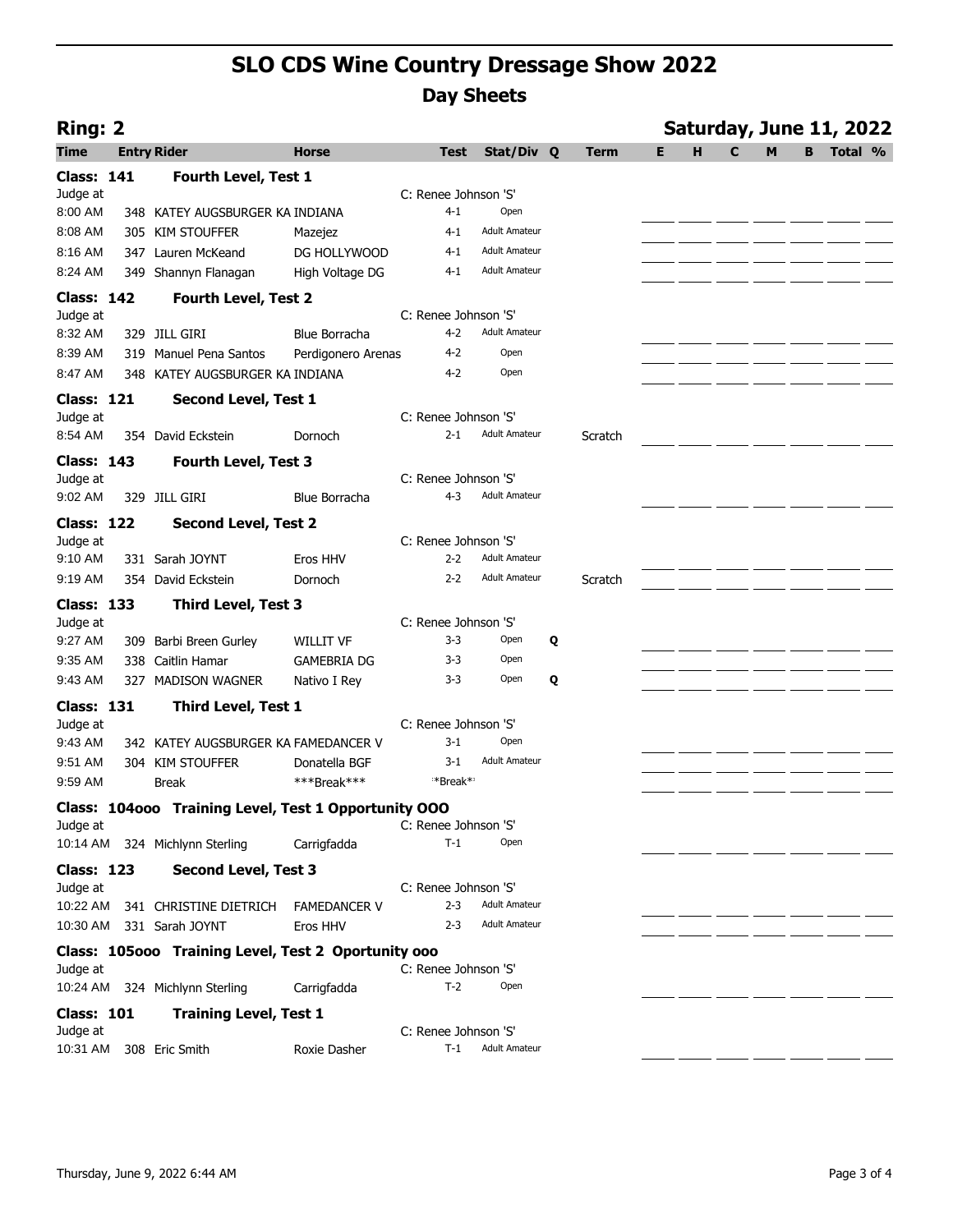# SLO CDS Wine Country Dressage Show 2022

## Day Sheets

**Ring: 2** — **Saturday, June 11, 2022**

| Time | Entry | Rider | Horse | Test | Stat/Div | Q | Term | E | H | C | M | B | Total | % |
|---|---|---|---|---|---|---|---|---|---|---|---|---|---|---|
| **Class: 141** | | **Fourth Level, Test 1** | | | | | | | | | | | | |
| Judge at | | | | C: Renee Johnson 'S' | | | | | | | | | | |
| 8:00 AM | 348 | KATEY AUGSBURGER | KA INDIANA | 4-1 | Open | | | | | | | | | |
| 8:08 AM | 305 | KIM STOUFFER | Mazejez | 4-1 | Adult Amateur | | | | | | | | | |
| 8:16 AM | 347 | Lauren McKeand | DG HOLLYWOOD | 4-1 | Adult Amateur | | | | | | | | | |
| 8:24 AM | 349 | Shannyn Flanagan | High Voltage DG | 4-1 | Adult Amateur | | | | | | | | | |
| **Class: 142** | | **Fourth Level, Test 2** | | | | | | | | | | | | |
| Judge at | | | | C: Renee Johnson 'S' | | | | | | | | | | |
| 8:32 AM | 329 | JILL GIRI | Blue Borracha | 4-2 | Adult Amateur | | | | | | | | | |
| 8:39 AM | 319 | Manuel Pena Santos | Perdigonero Arenas | 4-2 | Open | | | | | | | | | |
| 8:47 AM | 348 | KATEY AUGSBURGER | KA INDIANA | 4-2 | Open | | | | | | | | | |
| **Class: 121** | | **Second Level, Test 1** | | | | | | | | | | | | |
| Judge at | | | | C: Renee Johnson 'S' | | | | | | | | | | |
| 8:54 AM | 354 | David Eckstein | Dornoch | 2-1 | Adult Amateur | | Scratch | | | | | | | |
| **Class: 143** | | **Fourth Level, Test 3** | | | | | | | | | | | | |
| Judge at | | | | C: Renee Johnson 'S' | | | | | | | | | | |
| 9:02 AM | 329 | JILL GIRI | Blue Borracha | 4-3 | Adult Amateur | | | | | | | | | |
| **Class: 122** | | **Second Level, Test 2** | | | | | | | | | | | | |
| Judge at | | | | C: Renee Johnson 'S' | | | | | | | | | | |
| 9:10 AM | 331 | Sarah JOYNT | Eros HHV | 2-2 | Adult Amateur | | | | | | | | | |
| 9:19 AM | 354 | David Eckstein | Dornoch | 2-2 | Adult Amateur | | Scratch | | | | | | | |
| **Class: 133** | | **Third Level, Test 3** | | | | | | | | | | | | |
| Judge at | | | | C: Renee Johnson 'S' | | | | | | | | | | |
| 9:27 AM | 309 | Barbi Breen Gurley | WILLIT VF | 3-3 | Open | Q | | | | | | | | |
| 9:35 AM | 338 | Caitlin Hamar | GAMEBRIA DG | 3-3 | Open | | | | | | | | | |
| 9:43 AM | 327 | MADISON WAGNER | Nativo I Rey | 3-3 | Open | Q | | | | | | | | |
| **Class: 131** | | **Third Level, Test 1** | | | | | | | | | | | | |
| Judge at | | | | C: Renee Johnson 'S' | | | | | | | | | | |
| 9:43 AM | 342 | KATEY AUGSBURGER | KA FAMEDANCER V | 3-1 | Open | | | | | | | | | |
| 9:51 AM | 304 | KIM STOUFFER | Donatella BGF | 3-1 | Adult Amateur | | | | | | | | | |
| 9:59 AM | | Break | ***Break*** | *Break* | | | | | | | | | | |
| **Class: 104ooo** | | **Training Level, Test 1 Opportunity OOO** | | | | | | | | | | | | |
| Judge at | | | | C: Renee Johnson 'S' | | | | | | | | | | |
| 10:14 AM | 324 | Michlynn Sterling | Carrigfadda | T-1 | Open | | | | | | | | | |
| **Class: 123** | | **Second Level, Test 3** | | | | | | | | | | | | |
| Judge at | | | | C: Renee Johnson 'S' | | | | | | | | | | |
| 10:22 AM | 341 | CHRISTINE DIETRICH | FAMEDANCER V | 2-3 | Adult Amateur | | | | | | | | | |
| 10:30 AM | 331 | Sarah JOYNT | Eros HHV | 2-3 | Adult Amateur | | | | | | | | | |
| **Class: 105ooo** | | **Training Level, Test 2 Oportunity ooo** | | | | | | | | | | | | |
| Judge at | | | | C: Renee Johnson 'S' | | | | | | | | | | |
| 10:24 AM | 324 | Michlynn Sterling | Carrigfadda | T-2 | Open | | | | | | | | | |
| **Class: 101** | | **Training Level, Test 1** | | | | | | | | | | | | |
| Judge at | | | | C: Renee Johnson 'S' | | | | | | | | | | |
| 10:31 AM | 308 | Eric Smith | Roxie Dasher | T-1 | Adult Amateur | | | | | | | | | |

Thursday, June 9, 2022 6:44 AM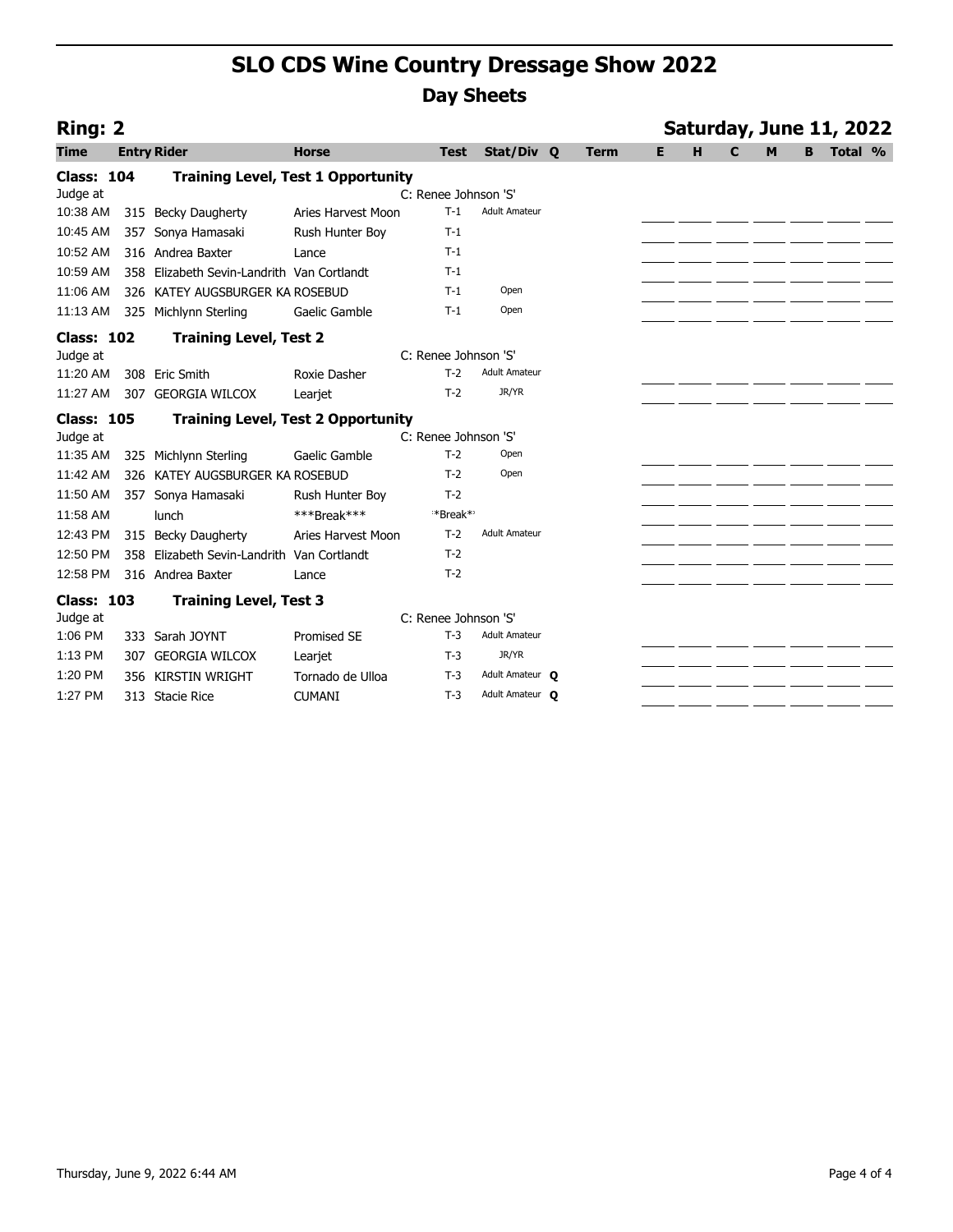# SLO CDS Wine Country Dressage Show 2022

## Day Sheets

**Ring: 2** **Saturday, June 11, 2022**

| Time | Entry | Rider | Horse | Test | Stat/Div | Q | Term | E | H | C | M | B | Total | % |
|---|---|---|---|---|---|---|---|---|---|---|---|---|---|---|
| **Class: 104** | | **Training Level, Test 1 Opportunity** | | | | | | | | | | | | |
| Judge at | | | | C: Renee Johnson 'S' | | | | | | | | | | |
| 10:38 AM | 315 | Becky Daugherty | Aries Harvest Moon | T-1 | Adult Amateur | | | | | | | | | |
| 10:45 AM | 357 | Sonya Hamasaki | Rush Hunter Boy | T-1 | | | | | | | | | | |
| 10:52 AM | 316 | Andrea Baxter | Lance | T-1 | | | | | | | | | | |
| 10:59 AM | 358 | Elizabeth Sevin-Landrith | Van Cortlandt | T-1 | | | | | | | | | | |
| 11:06 AM | 326 | KATEY AUGSBURGER | KA ROSEBUD | T-1 | Open | | | | | | | | | |
| 11:13 AM | 325 | Michlynn Sterling | Gaelic Gamble | T-1 | Open | | | | | | | | | |
| **Class: 102** | | **Training Level, Test 2** | | | | | | | | | | | | |
| Judge at | | | | C: Renee Johnson 'S' | | | | | | | | | | |
| 11:20 AM | 308 | Eric Smith | Roxie Dasher | T-2 | Adult Amateur | | | | | | | | | |
| 11:27 AM | 307 | GEORGIA WILCOX | Learjet | T-2 | JR/YR | | | | | | | | | |
| **Class: 105** | | **Training Level, Test 2 Opportunity** | | | | | | | | | | | | |
| Judge at | | | | C: Renee Johnson 'S' | | | | | | | | | | |
| 11:35 AM | 325 | Michlynn Sterling | Gaelic Gamble | T-2 | Open | | | | | | | | | |
| 11:42 AM | 326 | KATEY AUGSBURGER | KA ROSEBUD | T-2 | Open | | | | | | | | | |
| 11:50 AM | 357 | Sonya Hamasaki | Rush Hunter Boy | T-2 | | | | | | | | | | |
| 11:58 AM | | lunch | ***Break*** | **Break** | | | | | | | | | | |
| 12:43 PM | 315 | Becky Daugherty | Aries Harvest Moon | T-2 | Adult Amateur | | | | | | | | | |
| 12:50 PM | 358 | Elizabeth Sevin-Landrith | Van Cortlandt | T-2 | | | | | | | | | | |
| 12:58 PM | 316 | Andrea Baxter | Lance | T-2 | | | | | | | | | | |
| **Class: 103** | | **Training Level, Test 3** | | | | | | | | | | | | |
| Judge at | | | | C: Renee Johnson 'S' | | | | | | | | | | |
| 1:06 PM | 333 | Sarah JOYNT | Promised SE | T-3 | Adult Amateur | | | | | | | | | |
| 1:13 PM | 307 | GEORGIA WILCOX | Learjet | T-3 | JR/YR | | | | | | | | | |
| 1:20 PM | 356 | KIRSTIN WRIGHT | Tornado de Ulloa | T-3 | Adult Amateur | **Q** | | | | | | | | |
| 1:27 PM | 313 | Stacie Rice | CUMANI | T-3 | Adult Amateur | **Q** | | | | | | | | |

Thursday, June 9, 2022 6:44 AM